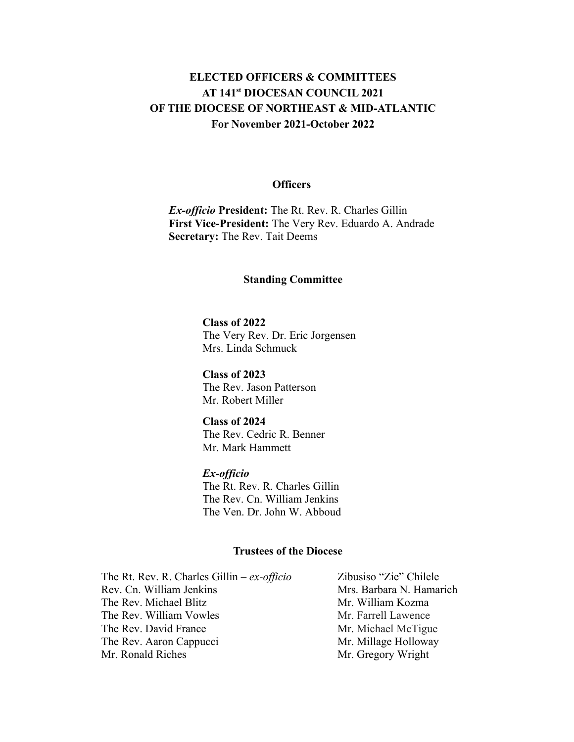# ELECTED OFFICERS & COMMITTEES AT 141st DIOCESAN COUNCIL 2021 OF THE DIOCESE OF NORTHEAST & MID-ATLANTIC For November 2021-October 2022

## Officers

***Ex-officio* President:** The Rt. Rev. R. Charles Gillin
**First Vice-President:** The Very Rev. Eduardo A. Andrade
**Secretary:** The Rev. Tait Deems

## Standing Committee

**Class of 2022**
The Very Rev. Dr. Eric Jorgensen
Mrs. Linda Schmuck

**Class of 2023**
The Rev. Jason Patterson
Mr. Robert Miller

**Class of 2024**
The Rev. Cedric R. Benner
Mr. Mark Hammett

***Ex-officio***
The Rt. Rev. R. Charles Gillin
The Rev. Cn. William Jenkins
The Ven. Dr. John W. Abboud

## Trustees of the Diocese

The Rt. Rev. R. Charles Gillin – *ex-officio*
Rev. Cn. William Jenkins
The Rev. Michael Blitz
The Rev. William Vowles
The Rev. David France
The Rev. Aaron Cappucci
Mr. Ronald Riches
Zibusiso "Zie" Chilele
Mrs. Barbara N. Hamarich
Mr. William Kozma
Mr. Farrell Lawence
Mr. Michael McTigue
Mr. Millage Holloway
Mr. Gregory Wright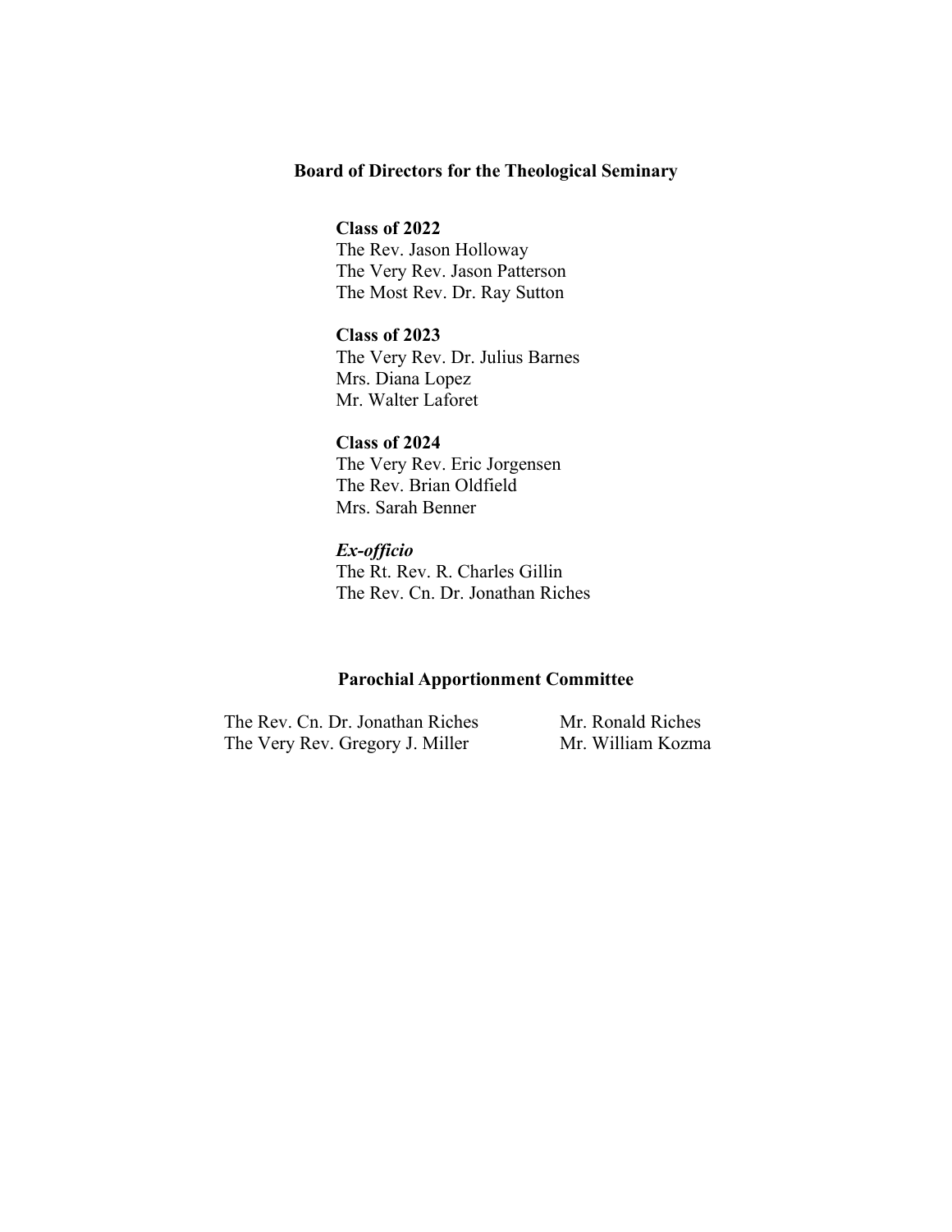## Board of Directors for the Theological Seminary

**Class of 2022**
The Rev. Jason Holloway
The Very Rev. Jason Patterson
The Most Rev. Dr. Ray Sutton

**Class of 2023**
The Very Rev. Dr. Julius Barnes
Mrs. Diana Lopez
Mr. Walter Laforet

**Class of 2024**
The Very Rev. Eric Jorgensen
The Rev. Brian Oldfield
Mrs. Sarah Benner

***Ex-officio***
The Rt. Rev. R. Charles Gillin
The Rev. Cn. Dr. Jonathan Riches

## Parochial Apportionment Committee

The Rev. Cn. Dr. Jonathan Riches
The Very Rev. Gregory J. Miller
Mr. Ronald Riches
Mr. William Kozma